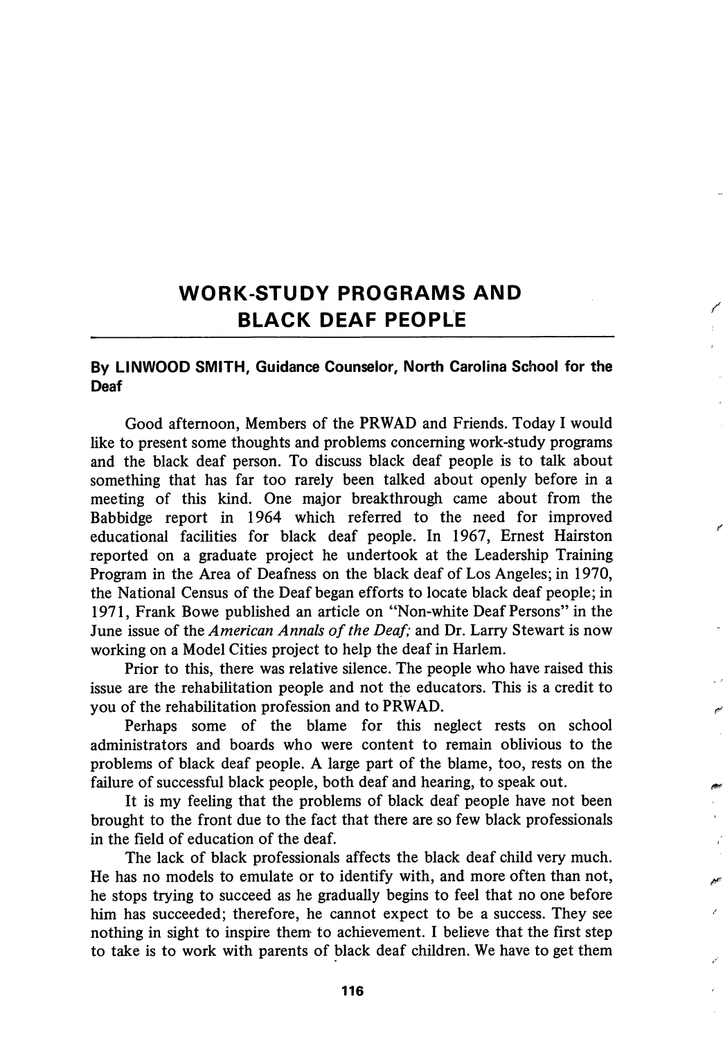# WORK-STUDY PROGRAMS AND BLACK DEAF PEOPLE

**By LINWOOD SMITH, Guidance Counselor, North Carolina School for the Deaf**

Good afternoon, Members of the PRWAD and Friends. Today I would like to present some thoughts and problems concerning work-study programs and the black deaf person. To discuss black deaf people is to talk about something that has far too rarely been talked about openly before in a meeting of this kind. One major breakthrough came about from the Babbidge report in 1964 which referred to the need for improved educational facilities for black deaf people. In 1967, Ernest Hairston reported on a graduate project he undertook at the Leadership Training Program in the Area of Deafness on the black deaf of Los Angeles; in 1970, the National Census of the Deaf began efforts to locate black deaf people; in 1971, Frank Bowe published an article on "Non-white Deaf Persons" in the June issue of the *American Annals of the Deaf;* and Dr. Larry Stewart is now working on a Model Cities project to help the deaf in Harlem.

Prior to this, there was relative silence. The people who have raised this issue are the rehabilitation people and not the educators. This is a credit to you of the rehabilitation profession and to PRWAD.

Perhaps some of the blame for this neglect rests on school administrators and boards who were content to remain oblivious to the problems of black deaf people. A large part of the blame, too, rests on the failure of successful black people, both deaf and hearing, to speak out.

It is my feeling that the problems of black deaf people have not been brought to the front due to the fact that there are so few black professionals in the field of education of the deaf.

The lack of black professionals affects the black deaf child very much. He has no models to emulate or to identify with, and more often than not, he stops trying to succeed as he gradually begins to feel that no one before him has succeeded; therefore, he cannot expect to be a success. They see nothing in sight to inspire them to achievement. I believe that the first step to take is to work with parents of black deaf children. We have to get them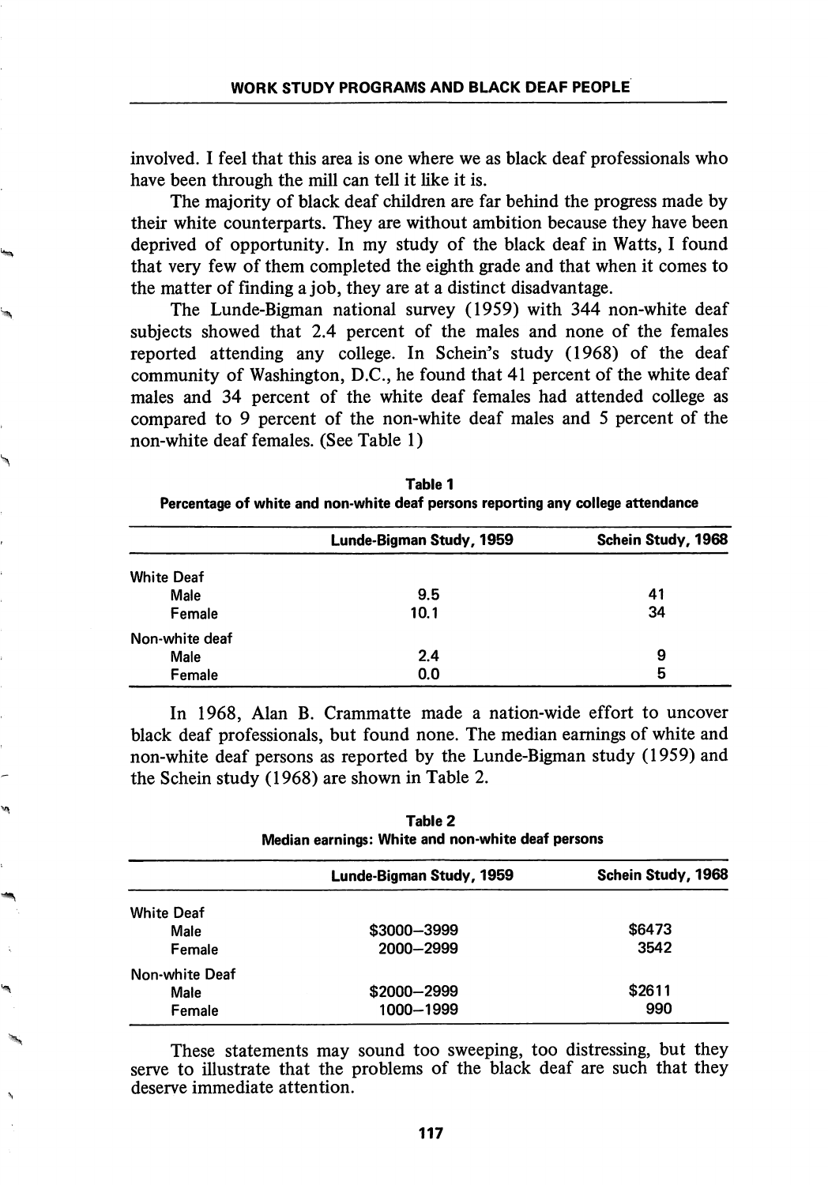involved. I feel that this area is one where we as black deaf professionals who have been through the mill can tell it like it is.

The majority of black deaf children are far behind the progress made by their white counterparts. They are without ambition because they have been deprived of opportunity. In my study of the black deaf in Watts, I found that very few of them completed the eighth grade and that when it comes to the matter of finding a job, they are at a distinct disadvantage.

The Lunde-Bigman national survey (1959) with 344 non-white deaf subjects showed that 2.4 percent of the males and none of the females reported attending any college. In Schein's study (1968) of the deaf community of Washington, D.C., he found that 41 percent of the white deaf males and 34 percent of the white deaf females had attended college as compared to 9 percent of the non-white deaf males and 5 percent of the non-white deaf females. (See Table 1)

**Table 1**
**Percentage of white and non-white deaf persons reporting any college attendance**

| | Lunde-Bigman Study, 1959 | Schein Study, 1968 |
|---|---|---|
| White Deaf | | |
| Male | 9.5 | 41 |
| Female | 10.1 | 34 |
| Non-white deaf | | |
| Male | 2.4 | 9 |
| Female | 0.0 | 5 |

In 1968, Alan B. Crammatte made a nation-wide effort to uncover black deaf professionals, but found none. The median earnings of white and non-white deaf persons as reported by the Lunde-Bigman study (1959) and the Schein study (1968) are shown in Table 2.

**Table 2**
**Median earnings: White and non-white deaf persons**

| | Lunde-Bigman Study, 1959 | Schein Study, 1968 |
|---|---|---|
| White Deaf | | |
| Male | $3000–3999 | $6473 |
| Female | 2000–2999 | 3542 |
| Non-white Deaf | | |
| Male | $2000–2999 | $2611 |
| Female | 1000–1999 | 990 |

These statements may sound too sweeping, too distressing, but they serve to illustrate that the problems of the black deaf are such that they deserve immediate attention.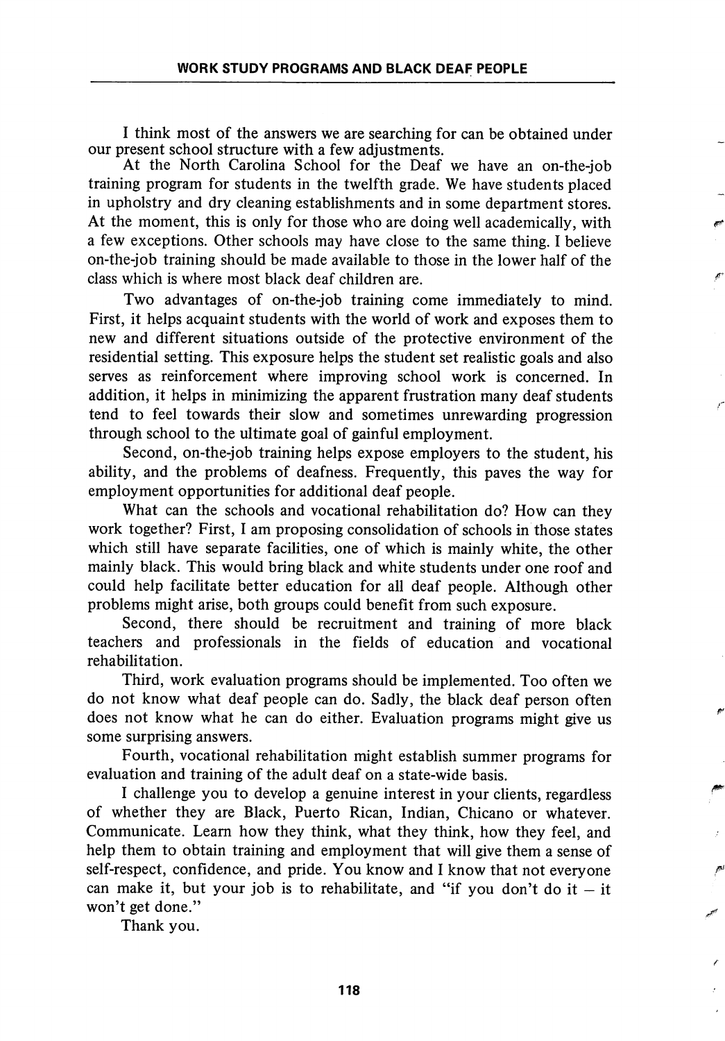I think most of the answers we are searching for can be obtained under our present school structure with a few adjustments.

At the North Carolina School for the Deaf we have an on-the-job training program for students in the twelfth grade. We have students placed in upholstry and dry cleaning establishments and in some department stores. At the moment, this is only for those who are doing well academically, with a few exceptions. Other schools may have close to the same thing. I believe on-the-job training should be made available to those in the lower half of the class which is where most black deaf children are.

Two advantages of on-the-job training come immediately to mind. First, it helps acquaint students with the world of work and exposes them to new and different situations outside of the protective environment of the residential setting. This exposure helps the student set realistic goals and also serves as reinforcement where improving school work is concerned. In addition, it helps in minimizing the apparent frustration many deaf students tend to feel towards their slow and sometimes unrewarding progression through school to the ultimate goal of gainful employment.

Second, on-the-job training helps expose employers to the student, his ability, and the problems of deafness. Frequently, this paves the way for employment opportunities for additional deaf people.

What can the schools and vocational rehabilitation do? How can they work together? First, I am proposing consolidation of schools in those states which still have separate facilities, one of which is mainly white, the other mainly black. This would bring black and white students under one roof and could help facilitate better education for all deaf people. Although other problems might arise, both groups could benefit from such exposure.

Second, there should be recruitment and training of more black teachers and professionals in the fields of education and vocational rehabilitation.

Third, work evaluation programs should be implemented. Too often we do not know what deaf people can do. Sadly, the black deaf person often does not know what he can do either. Evaluation programs might give us some surprising answers.

Fourth, vocational rehabilitation might establish summer programs for evaluation and training of the adult deaf on a state-wide basis.

I challenge you to develop a genuine interest in your clients, regardless of whether they are Black, Puerto Rican, Indian, Chicano or whatever. Communicate. Learn how they think, what they think, how they feel, and help them to obtain training and employment that will give them a sense of self-respect, confidence, and pride. You know and I know that not everyone can make it, but your job is to rehabilitate, and "if you don't do it – it won't get done."

Thank you.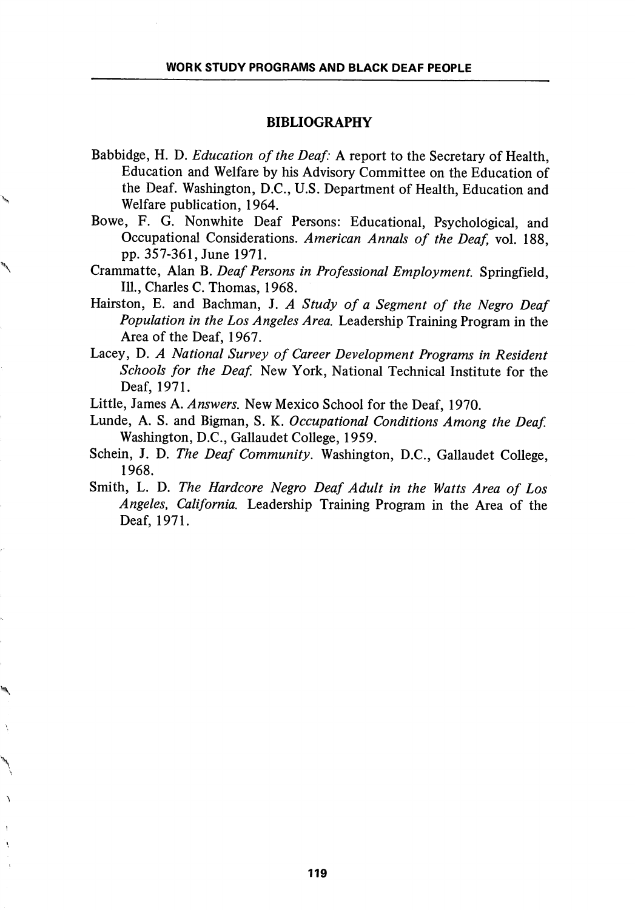## BIBLIOGRAPHY

Babbidge, H. D. *Education of the Deaf:* A report to the Secretary of Health, Education and Welfare by his Advisory Committee on the Education of the Deaf. Washington, D.C., U.S. Department of Health, Education and Welfare publication, 1964.

Bowe, F. G. Nonwhite Deaf Persons: Educational, Psychological, and Occupational Considerations. *American Annals of the Deaf,* vol. 188, pp. 357-361, June 1971.

Crammatte, Alan B. *Deaf Persons in Professional Employment.* Springfield, Ill., Charles C. Thomas, 1968.

Hairston, E. and Bachman, J. *A Study of a Segment of the Negro Deaf Population in the Los Angeles Area.* Leadership Training Program in the Area of the Deaf, 1967.

Lacey, D. *A National Survey of Career Development Programs in Resident Schools for the Deaf.* New York, National Technical Institute for the Deaf, 1971.

Little, James A. *Answers.* New Mexico School for the Deaf, 1970.

Lunde, A. S. and Bigman, S. K. *Occupational Conditions Among the Deaf.* Washington, D.C., Gallaudet College, 1959.

Schein, J. D. *The Deaf Community.* Washington, D.C., Gallaudet College, 1968.

Smith, L. D. *The Hardcore Negro Deaf Adult in the Watts Area of Los Angeles, California.* Leadership Training Program in the Area of the Deaf, 1971.